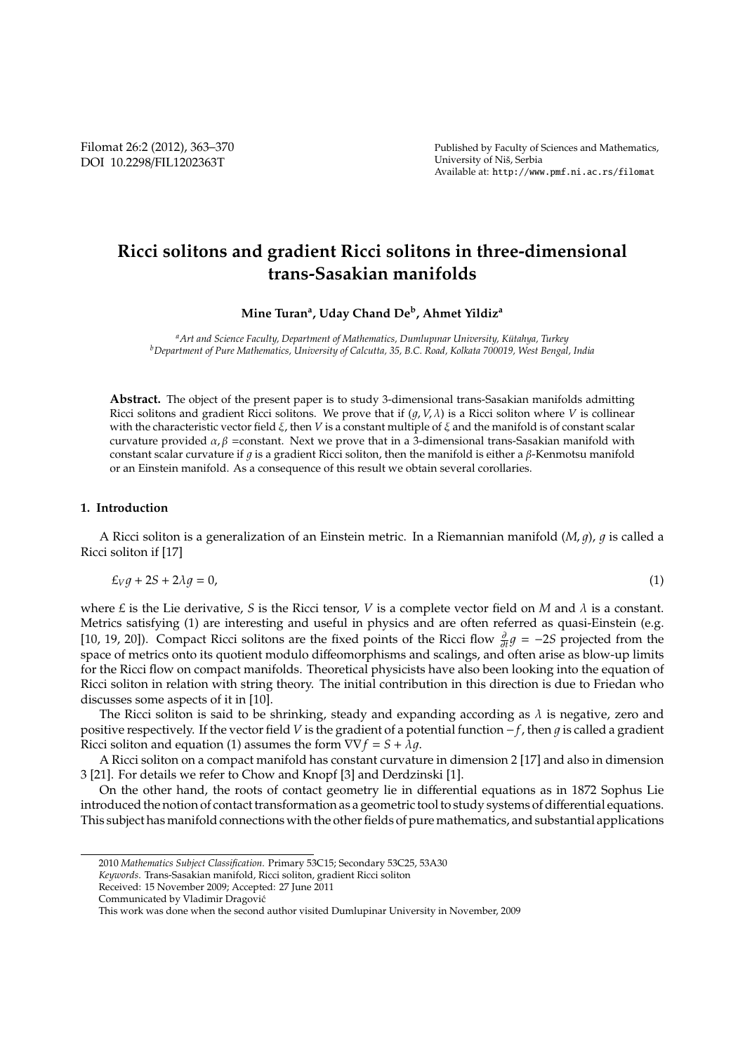# Ricci solitons and gradient Ricci solitons in three-dimensional trans-Sasakian manifolds

**Mine Turan[a], Uday Chand De[b], Ahmet Yildiz[a]**

[a] *Art and Science Faculty, Department of Mathematics, Dumlupınar University, Kütahya, Turkey*
[b] *Department of Pure Mathematics, University of Calcutta, 35, B.C. Road, Kolkata 700019, West Bengal, India*

**Abstract.** The object of the present paper is to study 3-dimensional trans-Sasakian manifolds admitting Ricci solitons and gradient Ricci solitons. We prove that if $(g, V, \lambda)$ is a Ricci soliton where $V$ is collinear with the characteristic vector field $\xi$, then $V$ is a constant multiple of $\xi$ and the manifold is of constant scalar curvature provided $\alpha, \beta$ =constant. Next we prove that in a 3-dimensional trans-Sasakian manifold with constant scalar curvature if $g$ is a gradient Ricci soliton, then the manifold is either a $\beta$-Kenmotsu manifold or an Einstein manifold. As a consequence of this result we obtain several corollaries.

## 1. Introduction

A Ricci soliton is a generalization of an Einstein metric. In a Riemannian manifold $(M, g)$, $g$ is called a Ricci soliton if [17]

$$\pounds_V g + 2S + 2\lambda g = 0, \tag{1}$$

where $\pounds$ is the Lie derivative, $S$ is the Ricci tensor, $V$ is a complete vector field on $M$ and $\lambda$ is a constant. Metrics satisfying (1) are interesting and useful in physics and are often referred as quasi-Einstein (e.g. [10, 19, 20]). Compact Ricci solitons are the fixed points of the Ricci flow $\frac{\partial}{\partial t}g = -2S$ projected from the space of metrics onto its quotient modulo diffeomorphisms and scalings, and often arise as blow-up limits for the Ricci flow on compact manifolds. Theoretical physicists have also been looking into the equation of Ricci soliton in relation with string theory. The initial contribution in this direction is due to Friedan who discusses some aspects of it in [10].

The Ricci soliton is said to be shrinking, steady and expanding according as $\lambda$ is negative, zero and positive respectively. If the vector field $V$ is the gradient of a potential function $-f$, then $g$ is called a gradient Ricci soliton and equation (1) assumes the form $\nabla\nabla f = S + \lambda g$.

A Ricci soliton on a compact manifold has constant curvature in dimension 2 [17] and also in dimension 3 [21]. For details we refer to Chow and Knopf [3] and Derdzinski [1].

On the other hand, the roots of contact geometry lie in differential equations as in 1872 Sophus Lie introduced the notion of contact transformation as a geometric tool to study systems of differential equations. This subject has manifold connections with the other fields of pure mathematics, and substantial applications

---

2010 *Mathematics Subject Classification*. Primary 53C15; Secondary 53C25, 53A30

*Keywords*. Trans-Sasakian manifold, Ricci soliton, gradient Ricci soliton

Received: 15 November 2009; Accepted: 27 June 2011

Communicated by Vladimir Dragović

This work was done when the second author visited Dumlupinar University in November, 2009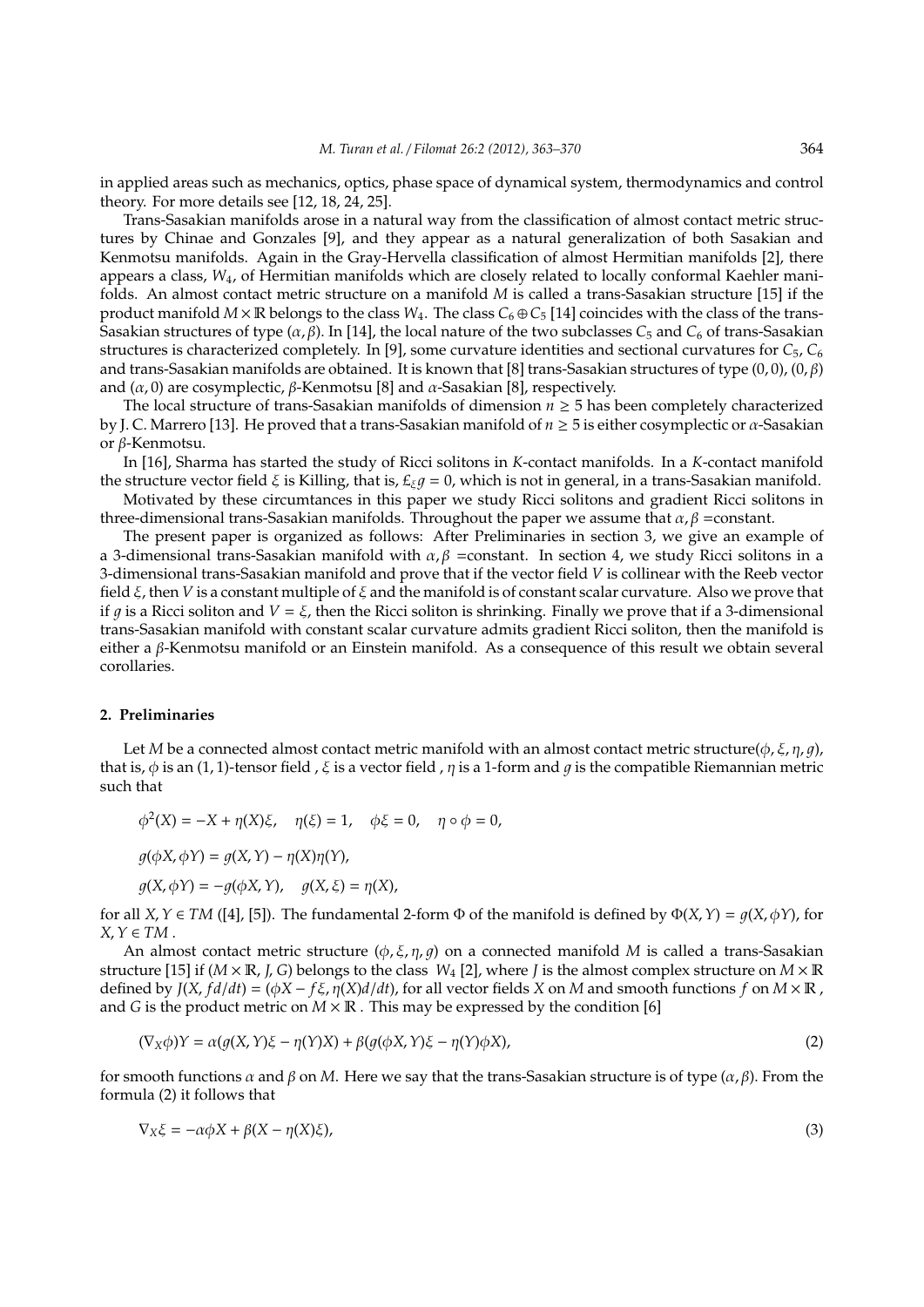in applied areas such as mechanics, optics, phase space of dynamical system, thermodynamics and control theory. For more details see [12, 18, 24, 25].

Trans-Sasakian manifolds arose in a natural way from the classification of almost contact metric structures by Chinae and Gonzales [9], and they appear as a natural generalization of both Sasakian and Kenmotsu manifolds. Again in the Gray-Hervella classification of almost Hermitian manifolds [2], there appears a class, $W_4$, of Hermitian manifolds which are closely related to locally conformal Kaehler manifolds. An almost contact metric structure on a manifold $M$ is called a trans-Sasakian structure [15] if the product manifold $M \times \mathbb{R}$ belongs to the class $W_4$. The class $C_6 \oplus C_5$ [14] coincides with the class of the trans-Sasakian structures of type $(\alpha, \beta)$. In [14], the local nature of the two subclasses $C_5$ and $C_6$ of trans-Sasakian structures is characterized completely. In [9], some curvature identities and sectional curvatures for $C_5$, $C_6$ and trans-Sasakian manifolds are obtained. It is known that [8] trans-Sasakian structures of type $(0, 0)$, $(0, \beta)$ and $(\alpha, 0)$ are cosymplectic, $\beta$-Kenmotsu [8] and $\alpha$-Sasakian [8], respectively.

The local structure of trans-Sasakian manifolds of dimension $n \geq 5$ has been completely characterized by J. C. Marrero [13]. He proved that a trans-Sasakian manifold of $n \geq 5$ is either cosymplectic or $\alpha$-Sasakian or $\beta$-Kenmotsu.

In [16], Sharma has started the study of Ricci solitons in $K$-contact manifolds. In a $K$-contact manifold the structure vector field $\xi$ is Killing, that is, $\pounds_{\xi} g = 0$, which is not in general, in a trans-Sasakian manifold.

Motivated by these circumtances in this paper we study Ricci solitons and gradient Ricci solitons in three-dimensional trans-Sasakian manifolds. Throughout the paper we assume that $\alpha, \beta$ =constant.

The present paper is organized as follows: After Preliminaries in section 3, we give an example of a 3-dimensional trans-Sasakian manifold with $\alpha, \beta$ =constant. In section 4, we study Ricci solitons in a 3-dimensional trans-Sasakian manifold and prove that if the vector field $V$ is collinear with the Reeb vector field $\xi$, then $V$ is a constant multiple of $\xi$ and the manifold is of constant scalar curvature. Also we prove that if $g$ is a Ricci soliton and $V = \xi$, then the Ricci soliton is shrinking. Finally we prove that if a 3-dimensional trans-Sasakian manifold with constant scalar curvature admits gradient Ricci soliton, then the manifold is either a $\beta$-Kenmotsu manifold or an Einstein manifold. As a consequence of this result we obtain several corollaries.

## 2. Preliminaries

Let $M$ be a connected almost contact metric manifold with an almost contact metric structure$(\phi, \xi, \eta, g)$, that is, $\phi$ is an $(1, 1)$-tensor field , $\xi$ is a vector field , $\eta$ is a 1-form and $g$ is the compatible Riemannian metric such that

$$\phi^2(X) = -X + \eta(X)\xi, \quad \eta(\xi) = 1, \quad \phi\xi = 0, \quad \eta \circ \phi = 0,$$

$$g(\phi X, \phi Y) = g(X, Y) - \eta(X)\eta(Y),$$

$$g(X, \phi Y) = -g(\phi X, Y), \quad g(X, \xi) = \eta(X),$$

for all $X, Y \in TM$ ([4], [5]). The fundamental 2-form $\Phi$ of the manifold is defined by $\Phi(X, Y) = g(X, \phi Y)$, for $X, Y \in TM$ .

An almost contact metric structure $(\phi, \xi, \eta, g)$ on a connected manifold $M$ is called a trans-Sasakian structure [15] if $(M \times \mathbb{R}, J, G)$ belongs to the class $W_4$ [2], where $J$ is the almost complex structure on $M \times \mathbb{R}$ defined by $J(X, f d/dt) = (\phi X - f\xi, \eta(X)d/dt)$, for all vector fields $X$ on $M$ and smooth functions $f$ on $M \times \mathbb{R}$ , and $G$ is the product metric on $M \times \mathbb{R}$ . This may be expressed by the condition [6]

$$(\nabla_X \phi)Y = \alpha(g(X, Y)\xi - \eta(Y)X) + \beta(g(\phi X, Y)\xi - \eta(Y)\phi X), \tag{2}$$

for smooth functions $\alpha$ and $\beta$ on $M$. Here we say that the trans-Sasakian structure is of type $(\alpha, \beta)$. From the formula (2) it follows that

$$\nabla_X \xi = -\alpha\phi X + \beta(X - \eta(X)\xi), \tag{3}$$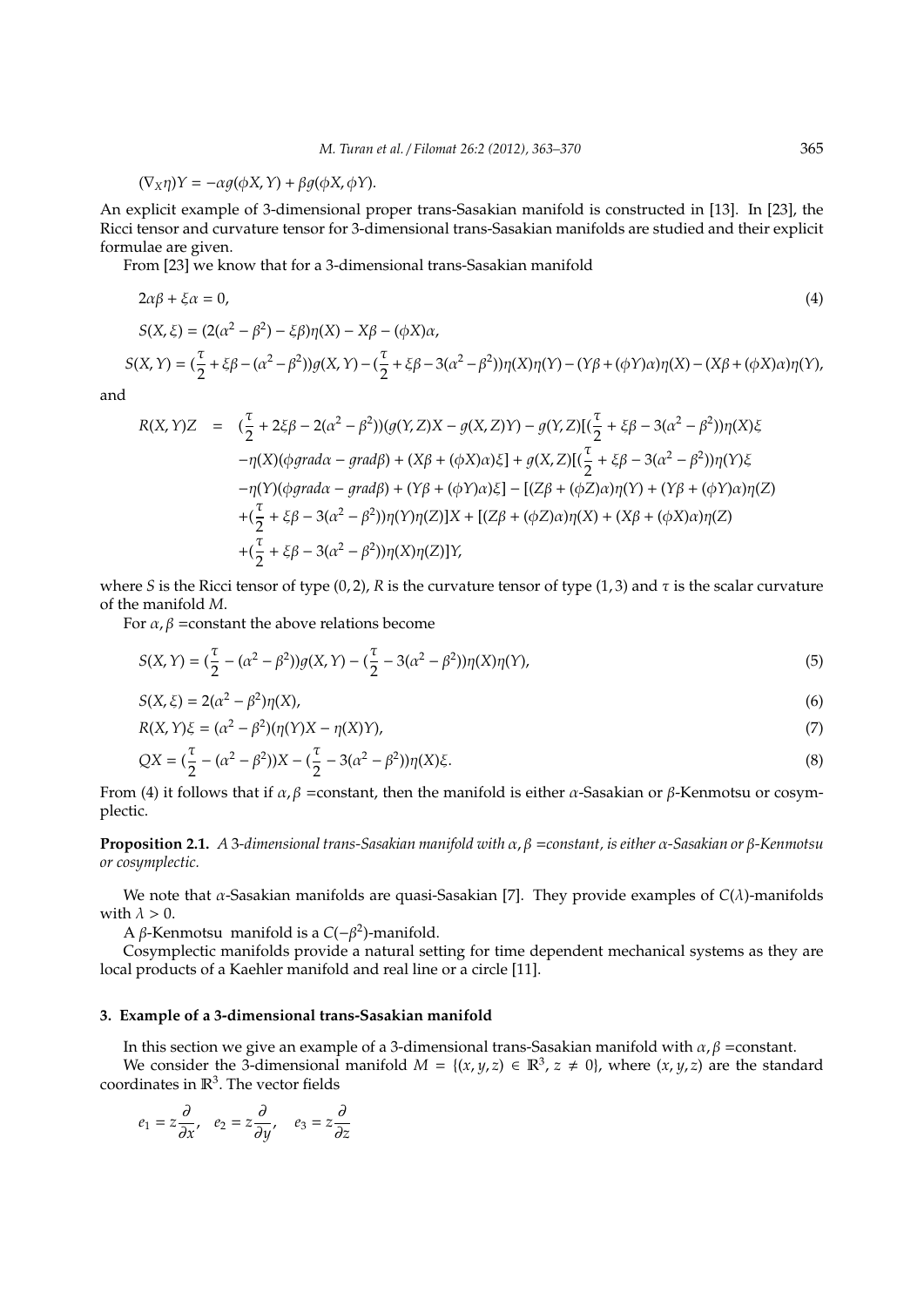$$(\nabla_X \eta)Y = -\alpha g(\phi X, Y) + \beta g(\phi X, \phi Y).$$

An explicit example of 3-dimensional proper trans-Sasakian manifold is constructed in [13]. In [23], the Ricci tensor and curvature tensor for 3-dimensional trans-Sasakian manifolds are studied and their explicit formulae are given.

From [23] we know that for a 3-dimensional trans-Sasakian manifold

$$2\alpha\beta + \xi\alpha = 0, \tag{4}$$

$$S(X, \xi) = (2(\alpha^2 - \beta^2) - \xi\beta)\eta(X) - X\beta - (\phi X)\alpha,$$

$$S(X, Y) = (\frac{\tau}{2} + \xi\beta - (\alpha^2 - \beta^2))g(X, Y) - (\frac{\tau}{2} + \xi\beta - 3(\alpha^2 - \beta^2))\eta(X)\eta(Y) - (Y\beta + (\phi Y)\alpha)\eta(X) - (X\beta + (\phi X)\alpha)\eta(Y),$$

and

$$\begin{aligned} R(X, Y)Z &= (\frac{\tau}{2} + 2\xi\beta - 2(\alpha^2 - \beta^2))(g(Y, Z)X - g(X, Z)Y) - g(Y, Z)[(\frac{\tau}{2} + \xi\beta - 3(\alpha^2 - \beta^2))\eta(X)\xi \\ &\quad - \eta(X)(\phi grad\alpha - grad\beta) + (X\beta + (\phi X)\alpha)\xi] + g(X, Z)[(\frac{\tau}{2} + \xi\beta - 3(\alpha^2 - \beta^2))\eta(Y)\xi \\ &\quad - \eta(Y)(\phi grad\alpha - grad\beta) + (Y\beta + (\phi Y)\alpha)\xi] - [(Z\beta + (\phi Z)\alpha)\eta(Y) + (Y\beta + (\phi Y)\alpha)\eta(Z) \\ &\quad + (\frac{\tau}{2} + \xi\beta - 3(\alpha^2 - \beta^2))\eta(Y)\eta(Z)]X + [(Z\beta + (\phi Z)\alpha)\eta(X) + (X\beta + (\phi X)\alpha)\eta(Z) \\ &\quad + (\frac{\tau}{2} + \xi\beta - 3(\alpha^2 - \beta^2))\eta(X)\eta(Z)]Y, \end{aligned}$$

where $S$ is the Ricci tensor of type $(0, 2)$, $R$ is the curvature tensor of type $(1, 3)$ and $\tau$ is the scalar curvature of the manifold $M$.

For $\alpha, \beta$ =constant the above relations become

$$S(X, Y) = (\frac{\tau}{2} - (\alpha^2 - \beta^2))g(X, Y) - (\frac{\tau}{2} - 3(\alpha^2 - \beta^2))\eta(X)\eta(Y), \tag{5}$$

$$S(X, \xi) = 2(\alpha^2 - \beta^2)\eta(X), \tag{6}$$

$$R(X, Y)\xi = (\alpha^2 - \beta^2)(\eta(Y)X - \eta(X)Y), \tag{7}$$

$$QX = (\frac{\tau}{2} - (\alpha^2 - \beta^2))X - (\frac{\tau}{2} - 3(\alpha^2 - \beta^2))\eta(X)\xi. \tag{8}$$

From (4) it follows that if $\alpha, \beta$ =constant, then the manifold is either $\alpha$-Sasakian or $\beta$-Kenmotsu or cosymplectic.

**Proposition 2.1.** *A 3-dimensional trans-Sasakian manifold with $\alpha, \beta$ =constant, is either $\alpha$-Sasakian or $\beta$-Kenmotsu or cosymplectic.*

We note that $\alpha$-Sasakian manifolds are quasi-Sasakian [7]. They provide examples of $C(\lambda)$-manifolds with $\lambda > 0$.

A $\beta$-Kenmotsu manifold is a $C(-\beta^2)$-manifold.

Cosymplectic manifolds provide a natural setting for time dependent mechanical systems as they are local products of a Kaehler manifold and real line or a circle [11].

### 3. Example of a 3-dimensional trans-Sasakian manifold

In this section we give an example of a 3-dimensional trans-Sasakian manifold with $\alpha, \beta$ =constant.

We consider the 3-dimensional manifold $M = \{(x, y, z) \in \mathbb{R}^3, z \neq 0\}$, where $(x, y, z)$ are the standard coordinates in $\mathbb{R}^3$. The vector fields

$$e_1 = z\frac{\partial}{\partial x}, \quad e_2 = z\frac{\partial}{\partial y}, \quad e_3 = z\frac{\partial}{\partial z}$$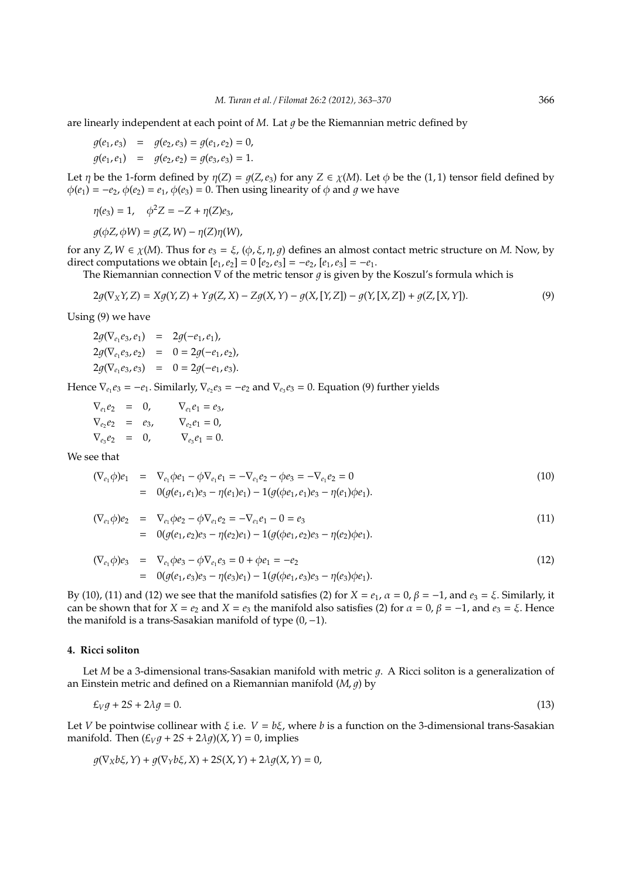are linearly independent at each point of $M$. Lat $g$ be the Riemannian metric defined by

$$
\begin{aligned}
g(e_1, e_3) &= g(e_2, e_3) = g(e_1, e_2) = 0, \\
g(e_1, e_1) &= g(e_2, e_2) = g(e_3, e_3) = 1.
\end{aligned}
$$

Let $\eta$ be the 1-form defined by $\eta(Z) = g(Z, e_3)$ for any $Z \in \chi(M)$. Let $\phi$ be the $(1, 1)$ tensor field defined by $\phi(e_1) = -e_2$, $\phi(e_2) = e_1$, $\phi(e_3) = 0$. Then using linearity of $\phi$ and $g$ we have

$$
\eta(e_3) = 1, \quad \phi^2 Z = -Z + \eta(Z)e_3,
$$

$$
g(\phi Z, \phi W) = g(Z, W) - \eta(Z)\eta(W),
$$

for any $Z, W \in \chi(M)$. Thus for $e_3 = \xi$, $(\phi, \xi, \eta, g)$ defines an almost contact metric structure on $M$. Now, by direct computations we obtain $[e_1, e_2] = 0$ $[e_2, e_3] = -e_2$, $[e_1, e_3] = -e_1$.

The Riemannian connection $\nabla$ of the metric tensor $g$ is given by the Koszul's formula which is

$$
2g(\nabla_X Y, Z) = Xg(Y, Z) + Yg(Z, X) - Zg(X, Y) - g(X, [Y, Z]) - g(Y, [X, Z]) + g(Z, [X, Y]). \tag{9}
$$

Using (9) we have

$$
\begin{aligned}
2g(\nabla_{e_1} e_3, e_1) &= 2g(-e_1, e_1), \\
2g(\nabla_{e_1} e_3, e_2) &= 0 = 2g(-e_1, e_2), \\
2g(\nabla_{e_1} e_3, e_3) &= 0 = 2g(-e_1, e_3).
\end{aligned}
$$

Hence $\nabla_{e_1} e_3 = -e_1$. Similarly, $\nabla_{e_2} e_3 = -e_2$ and $\nabla_{e_3} e_3 = 0$. Equation (9) further yields

$$
\begin{aligned}
\nabla_{e_1} e_2 &= 0, \qquad \nabla_{e_1} e_1 = e_3, \\
\nabla_{e_2} e_2 &= e_3, \qquad \nabla_{e_2} e_1 = 0, \\
\nabla_{e_3} e_2 &= 0, \qquad \nabla_{e_3} e_1 = 0.
\end{aligned}
$$

We see that

$$
\begin{aligned}
(\nabla_{e_1}\phi)e_1 &= \nabla_{e_1}\phi e_1 - \phi\nabla_{e_1} e_1 = -\nabla_{e_1} e_2 - \phi e_3 = -\nabla_{e_1} e_2 = 0 \\
&= 0(g(e_1, e_1)e_3 - \eta(e_1)e_1) - 1(g(\phi e_1, e_1)e_3 - \eta(e_1)\phi e_1).
\end{aligned} \tag{10}
$$

$$
\begin{aligned}
(\nabla_{e_1}\phi)e_2 &= \nabla_{e_1}\phi e_2 - \phi\nabla_{e_1} e_2 = -\nabla_{e_1} e_1 - 0 = e_3 \\
&= 0(g(e_1, e_2)e_3 - \eta(e_2)e_1) - 1(g(\phi e_1, e_2)e_3 - \eta(e_2)\phi e_1).
\end{aligned} \tag{11}
$$

$$
\begin{aligned}
(\nabla_{e_1}\phi)e_3 &= \nabla_{e_1}\phi e_3 - \phi\nabla_{e_1} e_3 = 0 + \phi e_1 = -e_2 \\
&= 0(g(e_1, e_3)e_3 - \eta(e_3)e_1) - 1(g(\phi e_1, e_3)e_3 - \eta(e_3)\phi e_1).
\end{aligned} \tag{12}
$$

By (10), (11) and (12) we see that the manifold satisfies (2) for $X = e_1$, $\alpha = 0$, $\beta = -1$, and $e_3 = \xi$. Similarly, it can be shown that for $X = e_2$ and $X = e_3$ the manifold also satisfies (2) for $\alpha = 0$, $\beta = -1$, and $e_3 = \xi$. Hence the manifold is a trans-Sasakian manifold of type $(0, -1)$.

## 4. Ricci soliton

Let $M$ be a 3-dimensional trans-Sasakian manifold with metric $g$. A Ricci soliton is a generalization of an Einstein metric and defined on a Riemannian manifold $(M, g)$ by

$$
\pounds_V g + 2S + 2\lambda g = 0. \tag{13}
$$

Let $V$ be pointwise collinear with $\xi$ i.e. $V = b\xi$, where $b$ is a function on the 3-dimensional trans-Sasakian manifold. Then $(\pounds_V g + 2S + 2\lambda g)(X, Y) = 0$, implies

$$
g(\nabla_X b\xi, Y) + g(\nabla_Y b\xi, X) + 2S(X, Y) + 2\lambda g(X, Y) = 0,
$$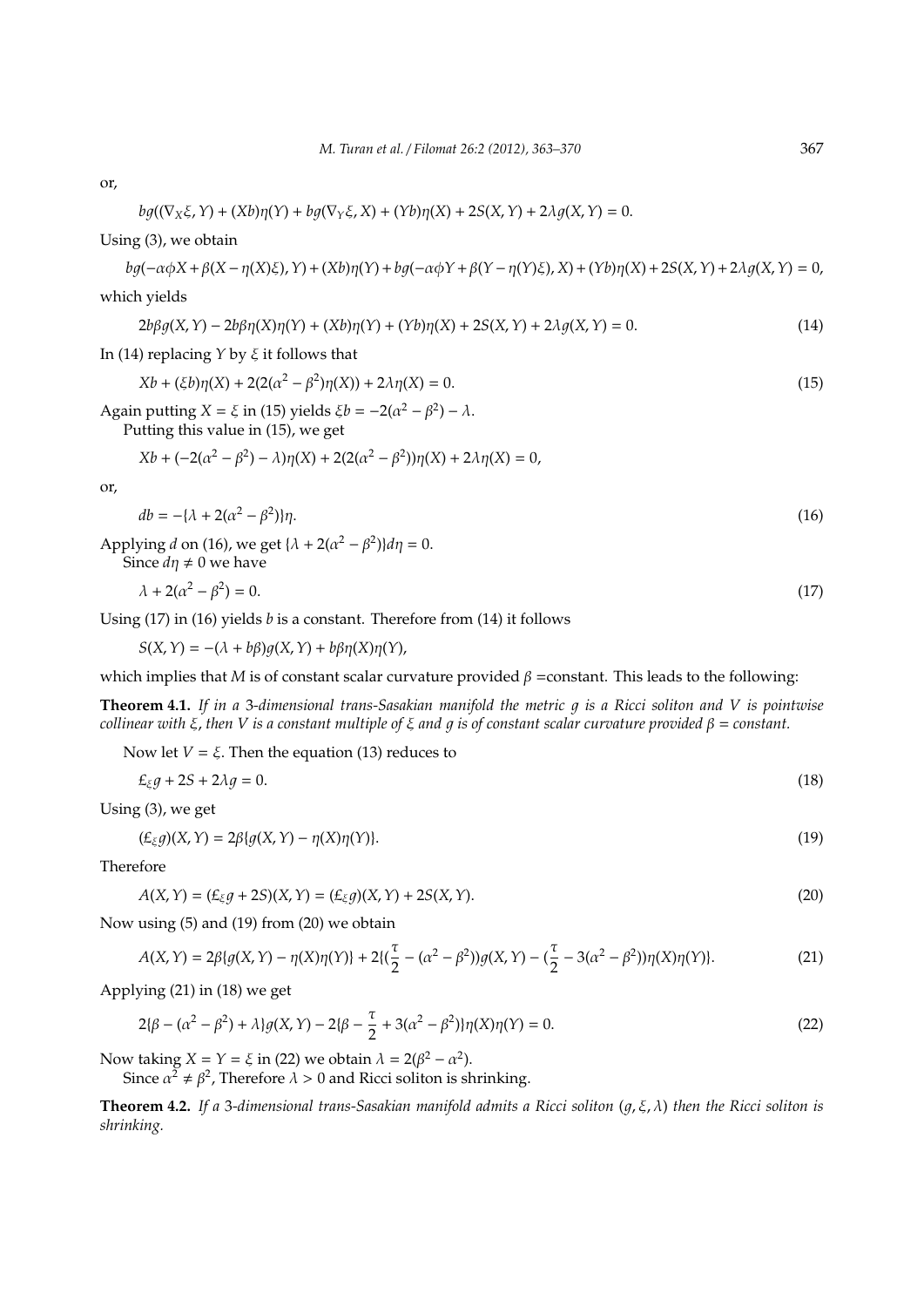or,

$$bg((\nabla_X \xi, Y) + (Xb)\eta(Y) + bg(\nabla_Y \xi, X) + (Yb)\eta(X) + 2S(X,Y) + 2\lambda g(X,Y) = 0.$$

Using (3), we obtain

$$bg(-\alpha\phi X + \beta(X - \eta(X)\xi), Y) + (Xb)\eta(Y) + bg(-\alpha\phi Y + \beta(Y - \eta(Y)\xi), X) + (Yb)\eta(X) + 2S(X,Y) + 2\lambda g(X,Y) = 0,$$

which yields

$$2b\beta g(X,Y) - 2b\beta\eta(X)\eta(Y) + (Xb)\eta(Y) + (Yb)\eta(X) + 2S(X,Y) + 2\lambda g(X,Y) = 0. \tag{14}$$

In (14) replacing $Y$ by $\xi$ it follows that

$$Xb + (\xi b)\eta(X) + 2(2(\alpha^2 - \beta^2)\eta(X)) + 2\lambda\eta(X) = 0. \tag{15}$$

Again putting $X = \xi$ in (15) yields $\xi b = -2(\alpha^2 - \beta^2) - \lambda$.

Putting this value in (15), we get

$$Xb + (-2(\alpha^2 - \beta^2) - \lambda)\eta(X) + 2(2(\alpha^2 - \beta^2))\eta(X) + 2\lambda\eta(X) = 0,$$

or,

$$db = -\{\lambda + 2(\alpha^2 - \beta^2)\}\eta. \tag{16}$$

Applying $d$ on (16), we get $\{\lambda + 2(\alpha^2 - \beta^2)\}d\eta = 0$.

Since $d\eta \neq 0$ we have

$$\lambda + 2(\alpha^2 - \beta^2) = 0. \tag{17}$$

Using (17) in (16) yields $b$ is a constant. Therefore from (14) it follows

$$S(X,Y) = -(\lambda + b\beta)g(X,Y) + b\beta\eta(X)\eta(Y),$$

which implies that $M$ is of constant scalar curvature provided $\beta$ =constant. This leads to the following:

**Theorem 4.1.** *If in a 3-dimensional trans-Sasakian manifold the metric $g$ is a Ricci soliton and $V$ is pointwise collinear with $\xi$, then $V$ is a constant multiple of $\xi$ and $g$ is of constant scalar curvature provided $\beta$ = constant.*

Now let $V = \xi$. Then the equation (13) reduces to

$$£_\xi g + 2S + 2\lambda g = 0. \tag{18}$$

Using (3), we get

$$(£_\xi g)(X,Y) = 2\beta\{g(X,Y) - \eta(X)\eta(Y)\}. \tag{19}$$

Therefore

$$A(X,Y) = (£_\xi g + 2S)(X,Y) = (£_\xi g)(X,Y) + 2S(X,Y). \tag{20}$$

Now using (5) and (19) from (20) we obtain

$$A(X,Y) = 2\beta\{g(X,Y) - \eta(X)\eta(Y)\} + 2\{(\frac{\tau}{2} - (\alpha^2 - \beta^2))g(X,Y) - (\frac{\tau}{2} - 3(\alpha^2 - \beta^2))\eta(X)\eta(Y)\}. \tag{21}$$

Applying (21) in (18) we get

$$2\{\beta - (\alpha^2 - \beta^2) + \lambda\}g(X,Y) - 2\{\beta - \frac{\tau}{2} + 3(\alpha^2 - \beta^2)\}\eta(X)\eta(Y) = 0. \tag{22}$$

Now taking $X = Y = \xi$ in (22) we obtain $\lambda = 2(\beta^2 - \alpha^2)$.

Since $\alpha^2 \neq \beta^2$, Therefore $\lambda > 0$ and Ricci soliton is shrinking.

**Theorem 4.2.** *If a 3-dimensional trans-Sasakian manifold admits a Ricci soliton $(g, \xi, \lambda)$ then the Ricci soliton is shrinking.*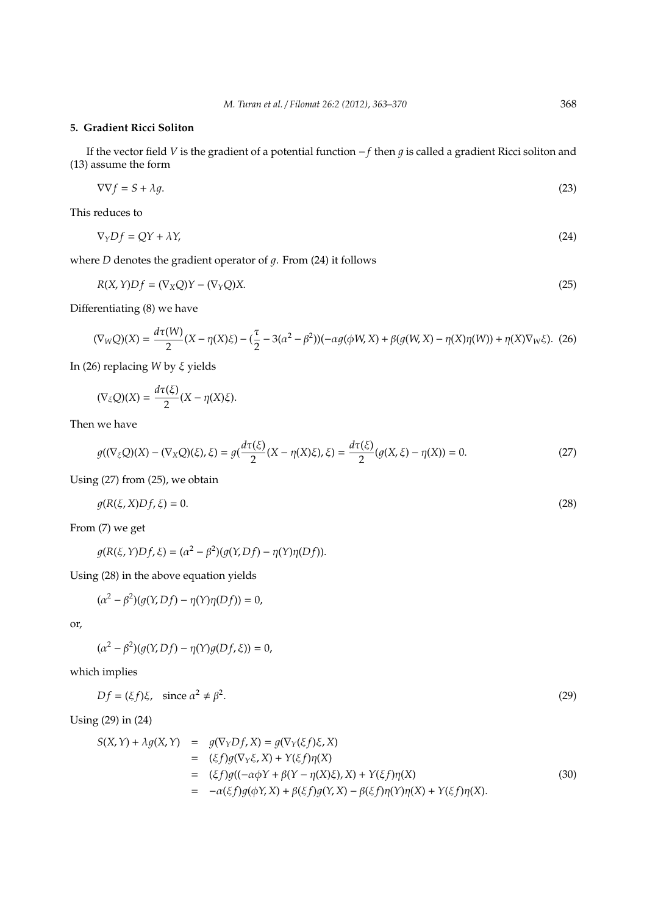## 5. Gradient Ricci Soliton

If the vector field $V$ is the gradient of a potential function $-f$ then $g$ is called a gradient Ricci soliton and (13) assume the form

$$\nabla\nabla f = S + \lambda g. \tag{23}$$

This reduces to

$$\nabla_Y Df = QY + \lambda Y, \tag{24}$$

where $D$ denotes the gradient operator of $g$. From (24) it follows

$$R(X,Y)Df = (\nabla_X Q)Y - (\nabla_Y Q)X. \tag{25}$$

Differentiating (8) we have

$$(\nabla_W Q)(X) = \frac{d\tau(W)}{2}(X - \eta(X)\xi) - (\frac{\tau}{2} - 3(\alpha^2 - \beta^2))(-\alpha g(\phi W, X) + \beta(g(W,X) - \eta(X)\eta(W)) + \eta(X)\nabla_W \xi). \tag{26}$$

In (26) replacing $W$ by $\xi$ yields

$$(\nabla_\xi Q)(X) = \frac{d\tau(\xi)}{2}(X - \eta(X)\xi).$$

Then we have

$$g((\nabla_\xi Q)(X) - (\nabla_X Q)(\xi), \xi) = g(\frac{d\tau(\xi)}{2}(X - \eta(X)\xi), \xi) = \frac{d\tau(\xi)}{2}(g(X,\xi) - \eta(X)) = 0. \tag{27}$$

Using (27) from (25), we obtain

$$g(R(\xi, X)Df, \xi) = 0. \tag{28}$$

From (7) we get

$$g(R(\xi, Y)Df, \xi) = (\alpha^2 - \beta^2)(g(Y, Df) - \eta(Y)\eta(Df)).$$

Using (28) in the above equation yields

$$(\alpha^2 - \beta^2)(g(Y, Df) - \eta(Y)\eta(Df)) = 0,$$

or,

$$(\alpha^2 - \beta^2)(g(Y, Df) - \eta(Y)g(Df, \xi)) = 0,$$

which implies

$$Df = (\xi f)\xi, \quad \text{since } \alpha^2 \neq \beta^2. \tag{29}$$

Using (29) in (24)

$$\begin{aligned} S(X,Y) + \lambda g(X,Y) &= g(\nabla_Y Df, X) = g(\nabla_Y (\xi f)\xi, X) \\ &= (\xi f)g(\nabla_Y \xi, X) + Y(\xi f)\eta(X) \\ &= (\xi f)g((-\alpha\phi Y + \beta(Y - \eta(X)\xi), X) + Y(\xi f)\eta(X) \\ &= -\alpha(\xi f)g(\phi Y, X) + \beta(\xi f)g(Y,X) - \beta(\xi f)\eta(Y)\eta(X) + Y(\xi f)\eta(X). \end{aligned} \tag{30}$$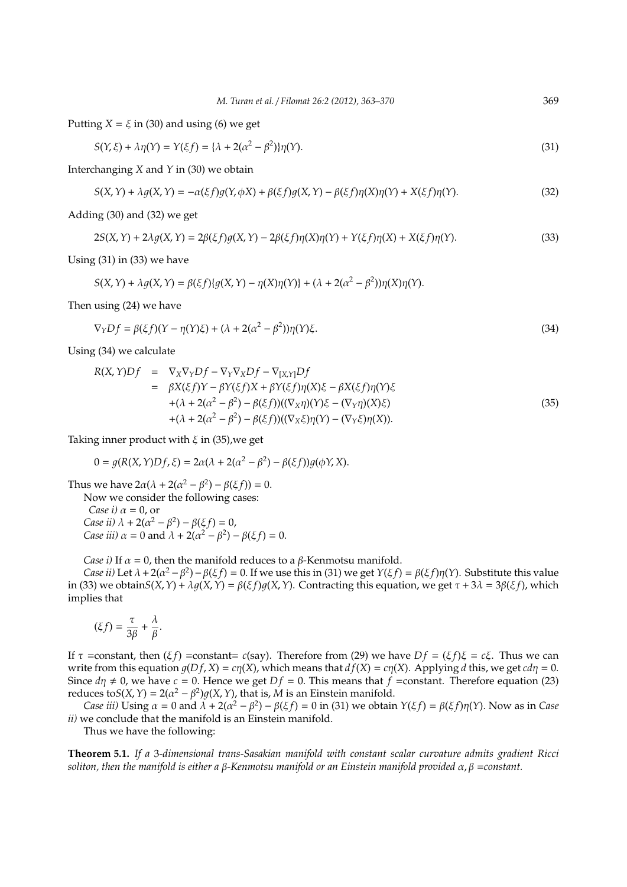Putting $X = \xi$ in (30) and using (6) we get

$$S(Y, \xi) + \lambda\eta(Y) = Y(\xi f) = \{\lambda + 2(\alpha^2 - \beta^2)\}\eta(Y). \tag{31}$$

Interchanging $X$ and $Y$ in (30) we obtain

$$S(X, Y) + \lambda g(X, Y) = -\alpha(\xi f)g(Y, \phi X) + \beta(\xi f)g(X, Y) - \beta(\xi f)\eta(X)\eta(Y) + X(\xi f)\eta(Y). \tag{32}$$

Adding (30) and (32) we get

$$2S(X, Y) + 2\lambda g(X, Y) = 2\beta(\xi f)g(X, Y) - 2\beta(\xi f)\eta(X)\eta(Y) + Y(\xi f)\eta(X) + X(\xi f)\eta(Y). \tag{33}$$

Using (31) in (33) we have

$$S(X, Y) + \lambda g(X, Y) = \beta(\xi f)\{g(X, Y) - \eta(X)\eta(Y)\} + (\lambda + 2(\alpha^2 - \beta^2))\eta(X)\eta(Y).$$

Then using (24) we have

$$\nabla_Y Df = \beta(\xi f)(Y - \eta(Y)\xi) + (\lambda + 2(\alpha^2 - \beta^2))\eta(Y)\xi. \tag{34}$$

Using (34) we calculate

$$\begin{aligned} R(X, Y)Df &= \nabla_X\nabla_Y Df - \nabla_Y\nabla_X Df - \nabla_{[X,Y]}Df \\ &= \beta X(\xi f)Y - \beta Y(\xi f)X + \beta Y(\xi f)\eta(X)\xi - \beta X(\xi f)\eta(Y)\xi \\ &\quad + (\lambda + 2(\alpha^2 - \beta^2) - \beta(\xi f))((\nabla_X\eta)(Y)\xi - (\nabla_Y\eta)(X)\xi) \\ &\quad + (\lambda + 2(\alpha^2 - \beta^2) - \beta(\xi f))((\nabla_X\xi)\eta(Y) - (\nabla_Y\xi)\eta(X)). \end{aligned} \tag{35}$$

Taking inner product with $\xi$ in (35),we get

$$0 = g(R(X, Y)Df, \xi) = 2\alpha(\lambda + 2(\alpha^2 - \beta^2) - \beta(\xi f))g(\phi Y, X).$$

Thus we have $2\alpha(\lambda + 2(\alpha^2 - \beta^2) - \beta(\xi f)) = 0$.

Now we consider the following cases:

*Case i)* $\alpha = 0$, or
*Case ii)* $\lambda + 2(\alpha^2 - \beta^2) - \beta(\xi f) = 0$,
*Case iii)* $\alpha = 0$ and $\lambda + 2(\alpha^2 - \beta^2) - \beta(\xi f) = 0$.

*Case i)* If $\alpha = 0$, then the manifold reduces to a $\beta$-Kenmotsu manifold.

*Case ii)* Let $\lambda + 2(\alpha^2 - \beta^2) - \beta(\xi f) = 0$. If we use this in (31) we get $Y(\xi f) = \beta(\xi f)\eta(Y)$. Substitute this value in (33) we obtain$S(X, Y) + \lambda g(X, Y) = \beta(\xi f)g(X, Y)$. Contracting this equation, we get $\tau + 3\lambda = 3\beta(\xi f)$, which implies that

$$(\xi f) = \frac{\tau}{3\beta} + \frac{\lambda}{\beta}.$$

If $\tau$ =constant, then $(\xi f)$ =constant= $c$(say). Therefore from (29) we have $Df = (\xi f)\xi = c\xi$. Thus we can write from this equation $g(Df, X) = c\eta(X)$, which means that $df(X) = c\eta(X)$. Applying $d$ this, we get $cd\eta = 0$. Since $d\eta \neq 0$, we have $c = 0$. Hence we get $Df = 0$. This means that $f$ =constant. Therefore equation (23) reduces to$S(X, Y) = 2(\alpha^2 - \beta^2)g(X, Y)$, that is, $M$ is an Einstein manifold.

*Case iii)* Using $\alpha = 0$ and $\lambda + 2(\alpha^2 - \beta^2) - \beta(\xi f) = 0$ in (31) we obtain $Y(\xi f) = \beta(\xi f)\eta(Y)$. Now as in *Case ii)* we conclude that the manifold is an Einstein manifold.

Thus we have the following:

**Theorem 5.1.** *If a 3-dimensional trans-Sasakian manifold with constant scalar curvature admits gradient Ricci soliton, then the manifold is either a $\beta$-Kenmotsu manifold or an Einstein manifold provided $\alpha, \beta$ =constant.*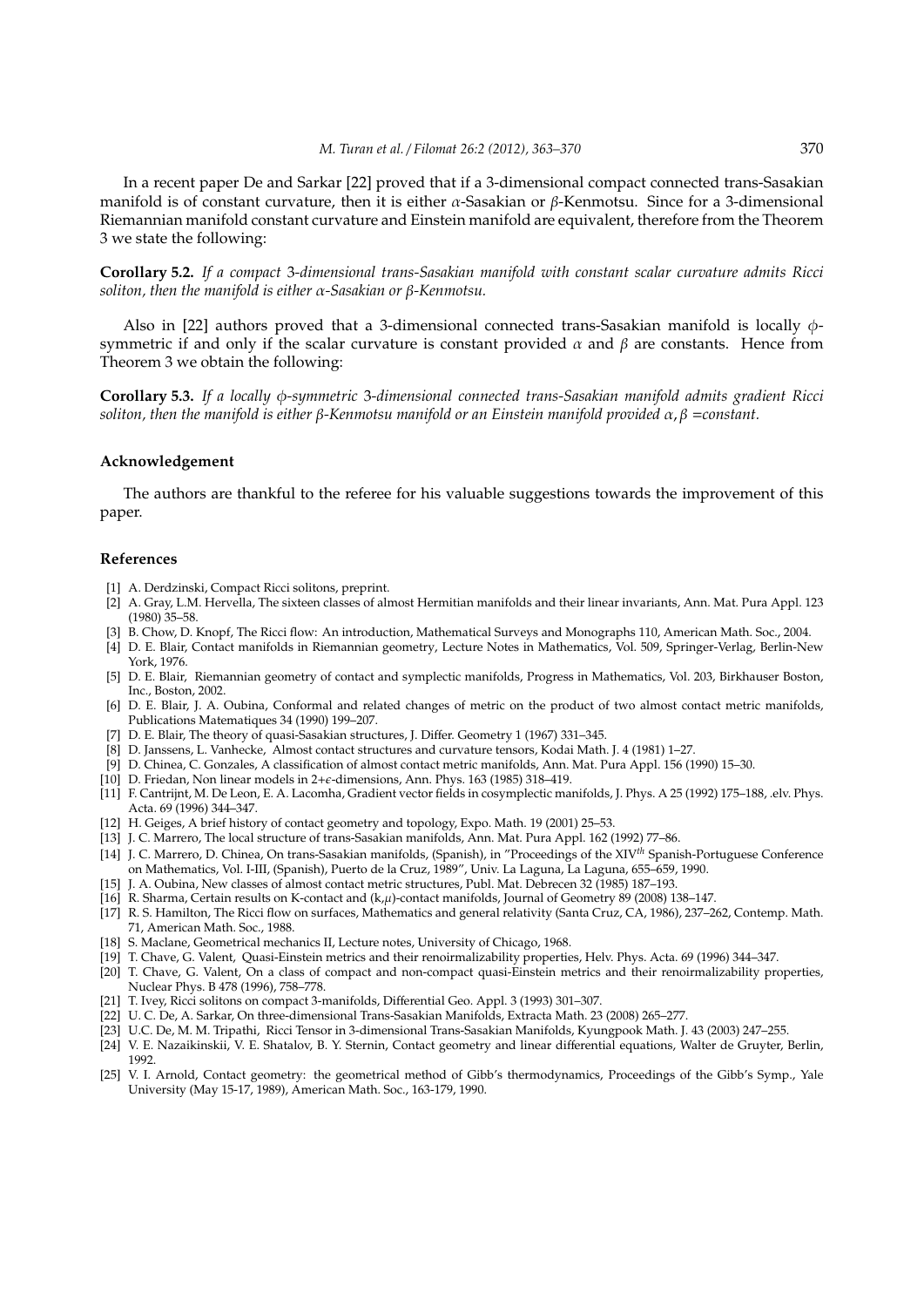In a recent paper De and Sarkar [22] proved that if a 3-dimensional compact connected trans-Sasakian manifold is of constant curvature, then it is either $\alpha$-Sasakian or $\beta$-Kenmotsu. Since for a 3-dimensional Riemannian manifold constant curvature and Einstein manifold are equivalent, therefore from the Theorem 3 we state the following:

**Corollary 5.2.** *If a compact 3-dimensional trans-Sasakian manifold with constant scalar curvature admits Ricci soliton, then the manifold is either $\alpha$-Sasakian or $\beta$-Kenmotsu.*

Also in [22] authors proved that a 3-dimensional connected trans-Sasakian manifold is locally $\phi$-symmetric if and only if the scalar curvature is constant provided $\alpha$ and $\beta$ are constants. Hence from Theorem 3 we obtain the following:

**Corollary 5.3.** *If a locally $\phi$-symmetric 3-dimensional connected trans-Sasakian manifold admits gradient Ricci soliton, then the manifold is either $\beta$-Kenmotsu manifold or an Einstein manifold provided $\alpha, \beta =$constant.*

## Acknowledgement

The authors are thankful to the referee for his valuable suggestions towards the improvement of this paper.

## References

[1] A. Derdzinski, Compact Ricci solitons, preprint.

[2] A. Gray, L.M. Hervella, The sixteen classes of almost Hermitian manifolds and their linear invariants, Ann. Mat. Pura Appl. 123 (1980) 35–58.

[3] B. Chow, D. Knopf, The Ricci flow: An introduction, Mathematical Surveys and Monographs 110, American Math. Soc., 2004.

[4] D. E. Blair, Contact manifolds in Riemannian geometry, Lecture Notes in Mathematics, Vol. 509, Springer-Verlag, Berlin-New York, 1976.

[5] D. E. Blair, Riemannian geometry of contact and symplectic manifolds, Progress in Mathematics, Vol. 203, Birkhauser Boston, Inc., Boston, 2002.

[6] D. E. Blair, J. A. Oubina, Conformal and related changes of metric on the product of two almost contact metric manifolds, Publications Matematiques 34 (1990) 199–207.

[7] D. E. Blair, The theory of quasi-Sasakian structures, J. Differ. Geometry 1 (1967) 331–345.

[8] D. Janssens, L. Vanhecke, Almost contact structures and curvature tensors, Kodai Math. J. 4 (1981) 1–27.

[9] D. Chinea, C. Gonzales, A classification of almost contact metric manifolds, Ann. Mat. Pura Appl. 156 (1990) 15–30.

[10] D. Friedan, Non linear models in 2+$\epsilon$-dimensions, Ann. Phys. 163 (1985) 318–419.

[11] F. Cantrijnt, M. De Leon, E. A. Lacomha, Gradient vector fields in cosymplectic manifolds, J. Phys. A 25 (1992) 175–188, .elv. Phys. Acta. 69 (1996) 344–347.

[12] H. Geiges, A brief history of contact geometry and topology, Expo. Math. 19 (2001) 25–53.

[13] J. C. Marrero, The local structure of trans-Sasakian manifolds, Ann. Mat. Pura Appl. 162 (1992) 77–86.

[14] J. C. Marrero, D. Chinea, On trans-Sasakian manifolds, (Spanish), in "Proceedings of the XIV$^{th}$ Spanish-Portuguese Conference on Mathematics, Vol. I-III, (Spanish), Puerto de la Cruz, 1989", Univ. La Laguna, La Laguna, 655–659, 1990.

[15] J. A. Oubina, New classes of almost contact metric structures, Publ. Mat. Debrecen 32 (1985) 187–193.

[16] R. Sharma, Certain results on K-contact and (k,$\mu$)-contact manifolds, Journal of Geometry 89 (2008) 138–147.

[17] R. S. Hamilton, The Ricci flow on surfaces, Mathematics and general relativity (Santa Cruz, CA, 1986), 237–262, Contemp. Math. 71, American Math. Soc., 1988.

[18] S. Maclane, Geometrical mechanics II, Lecture notes, University of Chicago, 1968.

[19] T. Chave, G. Valent, Quasi-Einstein metrics and their renoirmalizability properties, Helv. Phys. Acta. 69 (1996) 344–347.

[20] T. Chave, G. Valent, On a class of compact and non-compact quasi-Einstein metrics and their renoirmalizability properties, Nuclear Phys. B 478 (1996), 758–778.

[21] T. Ivey, Ricci solitons on compact 3-manifolds, Differential Geo. Appl. 3 (1993) 301–307.

[22] U. C. De, A. Sarkar, On three-dimensional Trans-Sasakian Manifolds, Extracta Math. 23 (2008) 265–277.

[23] U.C. De, M. M. Tripathi, Ricci Tensor in 3-dimensional Trans-Sasakian Manifolds, Kyungpook Math. J. 43 (2003) 247–255.

[24] V. E. Nazaikinskii, V. E. Shatalov, B. Y. Sternin, Contact geometry and linear differential equations, Walter de Gruyter, Berlin, 1992.

[25] V. I. Arnold, Contact geometry: the geometrical method of Gibb's thermodynamics, Proceedings of the Gibb's Symp., Yale University (May 15-17, 1989), American Math. Soc., 163-179, 1990.